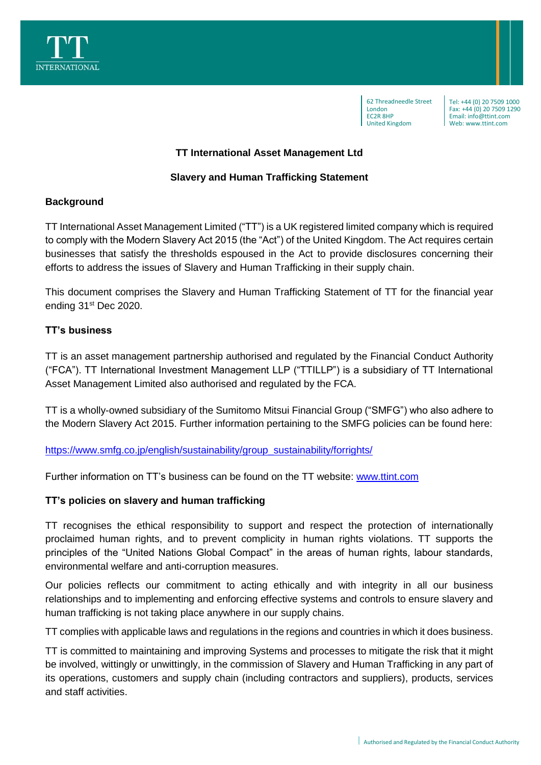62 Threadneedle Street
London
EC2R 8HP
United Kingdom

Tel: +44 (0) 20 7509 1000
Fax: +44 (0) 20 7509 1290
Email: info@ttint.com
Web: www.ttint.com

## TT International Asset Management Ltd

## Slavery and Human Trafficking Statement

### Background

TT International Asset Management Limited ("TT") is a UK registered limited company which is required to comply with the Modern Slavery Act 2015 (the "Act") of the United Kingdom. The Act requires certain businesses that satisfy the thresholds espoused in the Act to provide disclosures concerning their efforts to address the issues of Slavery and Human Trafficking in their supply chain.

This document comprises the Slavery and Human Trafficking Statement of TT for the financial year ending 31st Dec 2020.

### TT's business

TT is an asset management partnership authorised and regulated by the Financial Conduct Authority ("FCA"). TT International Investment Management LLP ("TTILLP") is a subsidiary of TT International Asset Management Limited also authorised and regulated by the FCA.

TT is a wholly-owned subsidiary of the Sumitomo Mitsui Financial Group ("SMFG") who also adhere to the Modern Slavery Act 2015. Further information pertaining to the SMFG policies can be found here:

https://www.smfg.co.jp/english/sustainability/group_sustainability/forrights/

Further information on TT's business can be found on the TT website: www.ttint.com

### TT's policies on slavery and human trafficking

TT recognises the ethical responsibility to support and respect the protection of internationally proclaimed human rights, and to prevent complicity in human rights violations. TT supports the principles of the "United Nations Global Compact" in the areas of human rights, labour standards, environmental welfare and anti-corruption measures.

Our policies reflects our commitment to acting ethically and with integrity in all our business relationships and to implementing and enforcing effective systems and controls to ensure slavery and human trafficking is not taking place anywhere in our supply chains.

TT complies with applicable laws and regulations in the regions and countries in which it does business.

TT is committed to maintaining and improving Systems and processes to mitigate the risk that it might be involved, wittingly or unwittingly, in the commission of Slavery and Human Trafficking in any part of its operations, customers and supply chain (including contractors and suppliers), products, services and staff activities.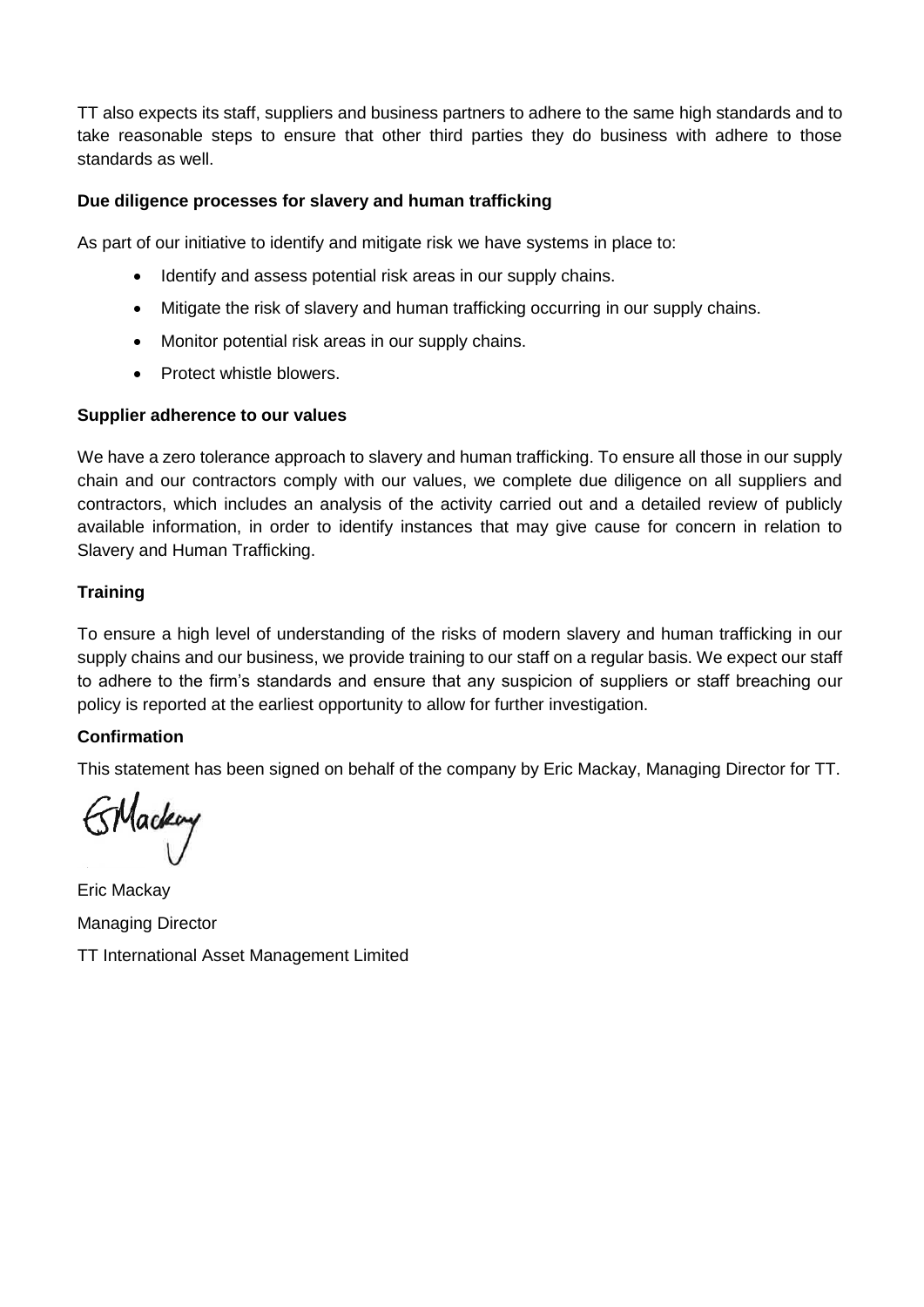TT also expects its staff, suppliers and business partners to adhere to the same high standards and to take reasonable steps to ensure that other third parties they do business with adhere to those standards as well.

**Due diligence processes for slavery and human trafficking**

As part of our initiative to identify and mitigate risk we have systems in place to:

- Identify and assess potential risk areas in our supply chains.
- Mitigate the risk of slavery and human trafficking occurring in our supply chains.
- Monitor potential risk areas in our supply chains.
- Protect whistle blowers.

**Supplier adherence to our values**

We have a zero tolerance approach to slavery and human trafficking. To ensure all those in our supply chain and our contractors comply with our values, we complete due diligence on all suppliers and contractors, which includes an analysis of the activity carried out and a detailed review of publicly available information, in order to identify instances that may give cause for concern in relation to Slavery and Human Trafficking.

**Training**

To ensure a high level of understanding of the risks of modern slavery and human trafficking in our supply chains and our business, we provide training to our staff on a regular basis. We expect our staff to adhere to the firm's standards and ensure that any suspicion of suppliers or staff breaching our policy is reported at the earliest opportunity to allow for further investigation.

**Confirmation**

This statement has been signed on behalf of the company by Eric Mackay, Managing Director for TT.

Eric Mackay

Managing Director

TT International Asset Management Limited